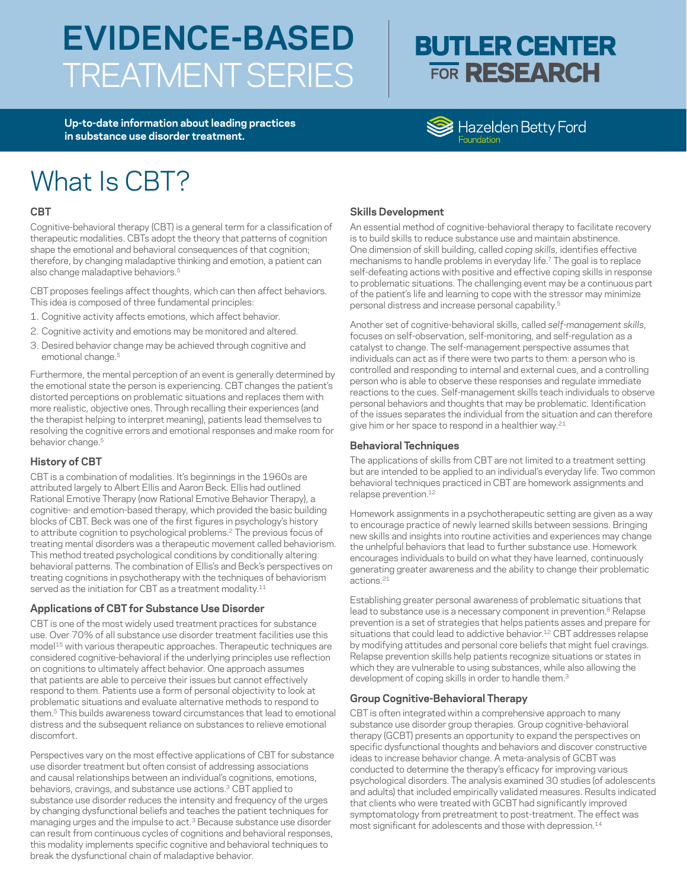# EVIDENCE-BASED TREATMENT SERIES

**BUTLER CENTER FOR RESEARCH**

**Up-to-date information about leading practices in substance use disorder treatment.**

Hazelden Betty Ford Foundation

# What Is CBT?

### CBT

Cognitive-behavioral therapy (CBT) is a general term for a classification of therapeutic modalities. CBTs adopt the theory that patterns of cognition shape the emotional and behavioral consequences of that cognition; therefore, by changing maladaptive thinking and emotion, a patient can also change maladaptive behaviors.[5]

CBT proposes feelings affect thoughts, which can then affect behaviors. This idea is composed of three fundamental principles:

1. Cognitive activity affects emotions, which affect behavior.
2. Cognitive activity and emotions may be monitored and altered.
3. Desired behavior change may be achieved through cognitive and emotional change.[5]

Furthermore, the mental perception of an event is generally determined by the emotional state the person is experiencing. CBT changes the patient's distorted perceptions on problematic situations and replaces them with more realistic, objective ones. Through recalling their experiences (and the therapist helping to interpret meaning), patients lead themselves to resolving the cognitive errors and emotional responses and make room for behavior change.[5]

### History of CBT

CBT is a combination of modalities. It's beginnings in the 1960s are attributed largely to Albert Ellis and Aaron Beck. Ellis had outlined Rational Emotive Therapy (now Rational Emotive Behavior Therapy), a cognitive- and emotion-based therapy, which provided the basic building blocks of CBT. Beck was one of the first figures in psychology's history to attribute cognition to psychological problems.[2] The previous focus of treating mental disorders was a therapeutic movement called behaviorism. This method treated psychological conditions by conditionally altering behavioral patterns. The combination of Ellis's and Beck's perspectives on treating cognitions in psychotherapy with the techniques of behaviorism served as the initiation for CBT as a treatment modality.[11]

### Applications of CBT for Substance Use Disorder

CBT is one of the most widely used treatment practices for substance use. Over 70% of all substance use disorder treatment facilities use this model[15] with various therapeutic approaches. Therapeutic techniques are considered cognitive-behavioral if the underlying principles use reflection on cognitions to ultimately affect behavior. One approach assumes that patients are able to perceive their issues but cannot effectively respond to them. Patients use a form of personal objectivity to look at problematic situations and evaluate alternative methods to respond to them.[5] This builds awareness toward circumstances that lead to emotional distress and the subsequent reliance on substances to relieve emotional discomfort.

Perspectives vary on the most effective applications of CBT for substance use disorder treatment but often consist of addressing associations and causal relationships between an individual's cognitions, emotions, behaviors, cravings, and substance use actions.[3] CBT applied to substance use disorder reduces the intensity and frequency of the urges by changing dysfunctional beliefs and teaches the patient techniques for managing urges and the impulse to act.[3] Because substance use disorder can result from continuous cycles of cognitions and behavioral responses, this modality implements specific cognitive and behavioral techniques to break the dysfunctional chain of maladaptive behavior.

### Skills Development

An essential method of cognitive-behavioral therapy to facilitate recovery is to build skills to reduce substance use and maintain abstinence. One dimension of skill building, called *coping skills*, identifies effective mechanisms to handle problems in everyday life.[7] The goal is to replace self-defeating actions with positive and effective coping skills in response to problematic situations. The challenging event may be a continuous part of the patient's life and learning to cope with the stressor may minimize personal distress and increase personal capability.[5]

Another set of cognitive-behavioral skills, called *self-management skills*, focuses on self-observation, self-monitoring, and self-regulation as a catalyst to change. The self-management perspective assumes that individuals can act as if there were two parts to them: a person who is controlled and responding to internal and external cues, and a controlling person who is able to observe these responses and regulate immediate reactions to the cues. Self-management skills teach individuals to observe personal behaviors and thoughts that may be problematic. Identification of the issues separates the individual from the situation and can therefore give him or her space to respond in a healthier way.[21]

### Behavioral Techniques

The applications of skills from CBT are not limited to a treatment setting but are intended to be applied to an individual's everyday life. Two common behavioral techniques practiced in CBT are homework assignments and relapse prevention.[12]

Homework assignments in a psychotherapeutic setting are given as a way to encourage practice of newly learned skills between sessions. Bringing new skills and insights into routine activities and experiences may change the unhelpful behaviors that lead to further substance use. Homework encourages individuals to build on what they have learned, continuously generating greater awareness and the ability to change their problematic actions.[21]

Establishing greater personal awareness of problematic situations that lead to substance use is a necessary component in prevention.[8] Relapse prevention is a set of strategies that helps patients asses and prepare for situations that could lead to addictive behavior.[12] CBT addresses relapse by modifying attitudes and personal core beliefs that might fuel cravings. Relapse prevention skills help patients recognize situations or states in which they are vulnerable to using substances, while also allowing the development of coping skills in order to handle them.[3]

### Group Cognitive-Behavioral Therapy

CBT is often integrated within a comprehensive approach to many substance use disorder group therapies. Group cognitive-behavioral therapy (GCBT) presents an opportunity to expand the perspectives on specific dysfunctional thoughts and behaviors and discover constructive ideas to increase behavior change. A meta-analysis of GCBT was conducted to determine the therapy's efficacy for improving various psychological disorders. The analysis examined 30 studies (of adolescents and adults) that included empirically validated measures. Results indicated that clients who were treated with GCBT had significantly improved symptomatology from pretreatment to post-treatment. The effect was most significant for adolescents and those with depression.[14]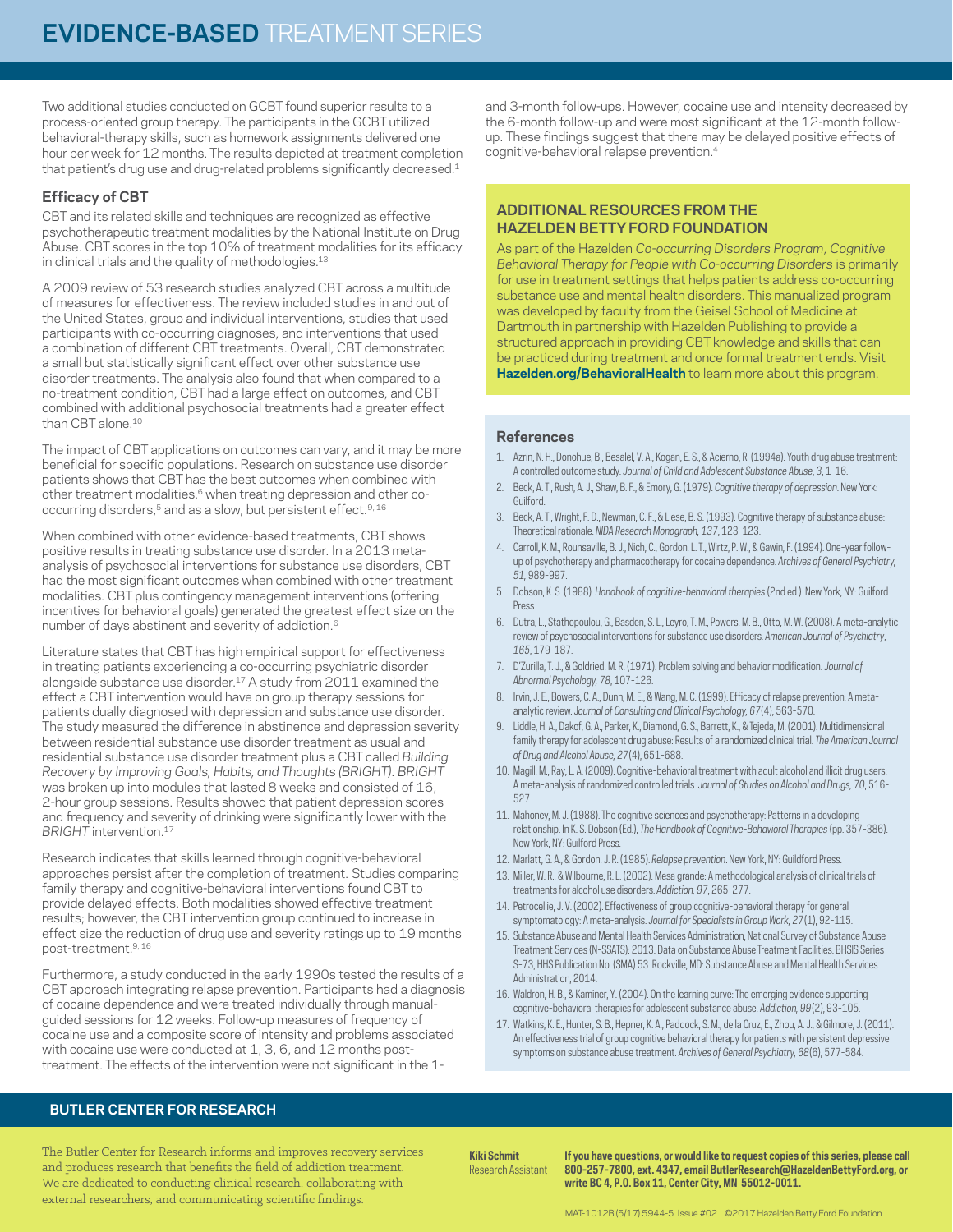Two additional studies conducted on GCBT found superior results to a process-oriented group therapy. The participants in the GCBT utilized behavioral-therapy skills, such as homework assignments delivered one hour per week for 12 months. The results depicted at treatment completion that patient's drug use and drug-related problems significantly decreased.[1]

### Efficacy of CBT

CBT and its related skills and techniques are recognized as effective psychotherapeutic treatment modalities by the National Institute on Drug Abuse. CBT scores in the top 10% of treatment modalities for its efficacy in clinical trials and the quality of methodologies.[13]

A 2009 review of 53 research studies analyzed CBT across a multitude of measures for effectiveness. The review included studies in and out of the United States, group and individual interventions, studies that used participants with co-occurring diagnoses, and interventions that used a combination of different CBT treatments. Overall, CBT demonstrated a small but statistically significant effect over other substance use disorder treatments. The analysis also found that when compared to a no-treatment condition, CBT had a large effect on outcomes, and CBT combined with additional psychosocial treatments had a greater effect than CBT alone.[10]

The impact of CBT applications on outcomes can vary, and it may be more beneficial for specific populations. Research on substance use disorder patients shows that CBT has the best outcomes when combined with other treatment modalities,[6] when treating depression and other co-occurring disorders,[5] and as a slow, but persistent effect.[9, 16]

When combined with other evidence-based treatments, CBT shows positive results in treating substance use disorder. In a 2013 meta-analysis of psychosocial interventions for substance use disorders, CBT had the most significant outcomes when combined with other treatment modalities. CBT plus contingency management interventions (offering incentives for behavioral goals) generated the greatest effect size on the number of days abstinent and severity of addiction.[6]

Literature states that CBT has high empirical support for effectiveness in treating patients experiencing a co-occurring psychiatric disorder alongside substance use disorder.[17] A study from 2011 examined the effect a CBT intervention would have on group therapy sessions for patients dually diagnosed with depression and substance use disorder. The study measured the difference in abstinence and depression severity between residential substance use disorder treatment as usual and residential substance use disorder treatment plus a CBT called *Building Recovery by Improving Goals, Habits, and Thoughts (BRIGHT)*. *BRIGHT* was broken up into modules that lasted 8 weeks and consisted of 16, 2-hour group sessions. Results showed that patient depression scores and frequency and severity of drinking were significantly lower with the *BRIGHT* intervention.[17]

Research indicates that skills learned through cognitive-behavioral approaches persist after the completion of treatment. Studies comparing family therapy and cognitive-behavioral interventions found CBT to provide delayed effects. Both modalities showed effective treatment results; however, the CBT intervention group continued to increase in effect size the reduction of drug use and severity ratings up to 19 months post-treatment.[9, 16]

Furthermore, a study conducted in the early 1990s tested the results of a CBT approach integrating relapse prevention. Participants had a diagnosis of cocaine dependence and were treated individually through manual-guided sessions for 12 weeks. Follow-up measures of frequency of cocaine use and a composite score of intensity and problems associated with cocaine use were conducted at 1, 3, 6, and 12 months post-treatment. The effects of the intervention were not significant in the 1- and 3-month follow-ups. However, cocaine use and intensity decreased by the 6-month follow-up and were most significant at the 12-month follow-up. These findings suggest that there may be delayed positive effects of cognitive-behavioral relapse prevention.[4]

### ADDITIONAL RESOURCES FROM THE HAZELDEN BETTY FORD FOUNDATION

As part of the Hazelden *Co-occurring Disorders Program*, *Cognitive Behavioral Therapy for People with Co-occurring Disorders* is primarily for use in treatment settings that helps patients address co-occurring substance use and mental health disorders. This manualized program was developed by faculty from the Geisel School of Medicine at Dartmouth in partnership with Hazelden Publishing to provide a structured approach in providing CBT knowledge and skills that can be practiced during treatment and once formal treatment ends. Visit **Hazelden.org/BehavioralHealth** to learn more about this program.

### References

1. Azrin, N. H., Donohue, B., Besalel, V. A., Kogan, E. S., & Acierno, R. (1994a). Youth drug abuse treatment: A controlled outcome study. *Journal of Child and Adolescent Substance Abuse*, *3*, 1-16.
2. Beck, A. T., Rush, A. J., Shaw, B. F., & Emory, G. (1979). *Cognitive therapy of depression*. New York: Guilford.
3. Beck, A. T., Wright, F. D., Newman, C. F., & Liese, B. S. (1993). Cognitive therapy of substance abuse: Theoretical rationale. *NIDA Research Monograph*, *137*, 123-123.
4. Carroll, K. M., Rounsaville, B. J., Nich, C., Gordon, L. T., Wirtz, P. W., & Gawin, F. (1994). One-year follow-up of psychotherapy and pharmacotherapy for cocaine dependence. *Archives of General Psychiatry*, *51*, 989-997.
5. Dobson, K. S. (1988). *Handbook of cognitive-behavioral therapies* (2nd ed.). New York, NY: Guilford Press.
6. Dutra, L., Stathopoulou, G., Basden, S. L., Leyro, T. M., Powers, M. B., Otto, M. W. (2008). A meta-analytic review of psychosocial interventions for substance use disorders. *American Journal of Psychiatry*, *165*, 179-187.
7. D'Zurilla, T. J., & Goldried, M. R. (1971). Problem solving and behavior modification. *Journal of Abnormal Psychology*, *78*, 107-126.
8. Irvin, J. E., Bowers, C. A., Dunn, M. E., & Wang, M. C. (1999). Efficacy of relapse prevention: A meta-analytic review. *Journal of Consulting and Clinical Psychology*, *67*(4), 563-570.
9. Liddle, H. A., Dakof, G. A., Parker, K., Diamond, G. S., Barrett, K., & Tejeda, M. (2001). Multidimensional family therapy for adolescent drug abuse: Results of a randomized clinical trial. *The American Journal of Drug and Alcohol Abuse*, *27*(4), 651-688.
10. Magill, M., Ray, L. A. (2009). Cognitive-behavioral treatment with adult alcohol and illicit drug users: A meta-analysis of randomized controlled trials. *Journal of Studies on Alcohol and Drugs*, *70*, 516-527.
11. Mahoney, M. J. (1988). The cognitive sciences and psychotherapy: Patterns in a developing relationship. In K. S. Dobson (Ed.), *The Handbook of Cognitive-Behavioral Therapies* (pp. 357-386). New York, NY: Guilford Press.
12. Marlatt, G. A., & Gordon, J. R. (1985). *Relapse prevention*. New York, NY: Guildford Press.
13. Miller, W. R., & Wilbourne, R. L. (2002). Mesa grande: A methodological analysis of clinical trials of treatments for alcohol use disorders. *Addiction*, *97*, 265-277.
14. Petrocellie, J. V. (2002). Effectiveness of group cognitive-behavioral therapy for general symptomatology: A meta-analysis. *Journal for Specialists in Group Work*, *27*(1), 92-115.
15. Substance Abuse and Mental Health Services Administration, National Survey of Substance Abuse Treatment Services (N-SSATS): 2013. Data on Substance Abuse Treatment Facilities. BHSIS Series S-73, HHS Publication No. (SMA) 53. Rockville, MD: Substance Abuse and Mental Health Services Administration, 2014.
16. Waldron, H. B., & Kaminer, Y. (2004). On the learning curve: The emerging evidence supporting cognitive-behavioral therapies for adolescent substance abuse. *Addiction*, *99*(2), 93-105.
17. Watkins, K. E., Hunter, S. B., Hepner, K. A., Paddock, S. M., de la Cruz, E., Zhou, A. J., & Gilmore, J. (2011). An effectiveness trial of group cognitive behavioral therapy for patients with persistent depressive symptoms on substance abuse treatment. *Archives of General Psychiatry*, *68*(6), 577-584.

### BUTLER CENTER FOR RESEARCH

The Butler Center for Research informs and improves recovery services and produces research that benefits the field of addiction treatment. We are dedicated to conducting clinical research, collaborating with external researchers, and communicating scientific findings.

**Kiki Schmit**
Research Assistant

**If you have questions, or would like to request copies of this series, please call 800-257-7800, ext. 4347, email ButlerResearch@HazeldenBettyFord.org, or write BC 4, P.O. Box 11, Center City, MN 55012-0011.**

MAT-1012B (5/17) 5944-5 Issue #02 ©2017 Hazelden Betty Ford Foundation